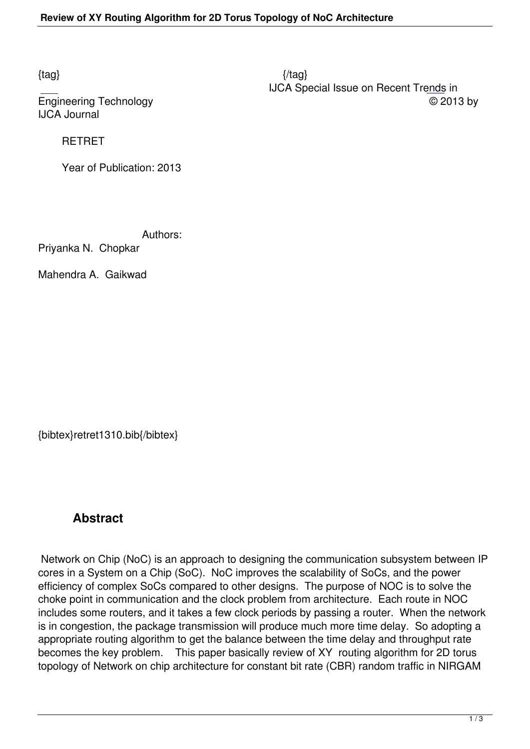{tag} {/tag}
IJCA Special Issue on Recent Trends in Engineering Technology © 2013 by IJCA Journal

RETRET

Year of Publication: 2013

Authors:
Priyanka N. Chopkar

Mahendra A. Gaikwad

{bibtex}retret1310.bib{/bibtex}

## Abstract

Network on Chip (NoC) is an approach to designing the communication subsystem between IP cores in a System on a Chip (SoC). NoC improves the scalability of SoCs, and the power efficiency of complex SoCs compared to other designs. The purpose of NOC is to solve the choke point in communication and the clock problem from architecture. Each route in NOC includes some routers, and it takes a few clock periods by passing a router. When the network is in congestion, the package transmission will produce much more time delay. So adopting a appropriate routing algorithm to get the balance between the time delay and throughput rate becomes the key problem. This paper basically review of XY routing algorithm for 2D torus topology of Network on chip architecture for constant bit rate (CBR) random traffic in NIRGAM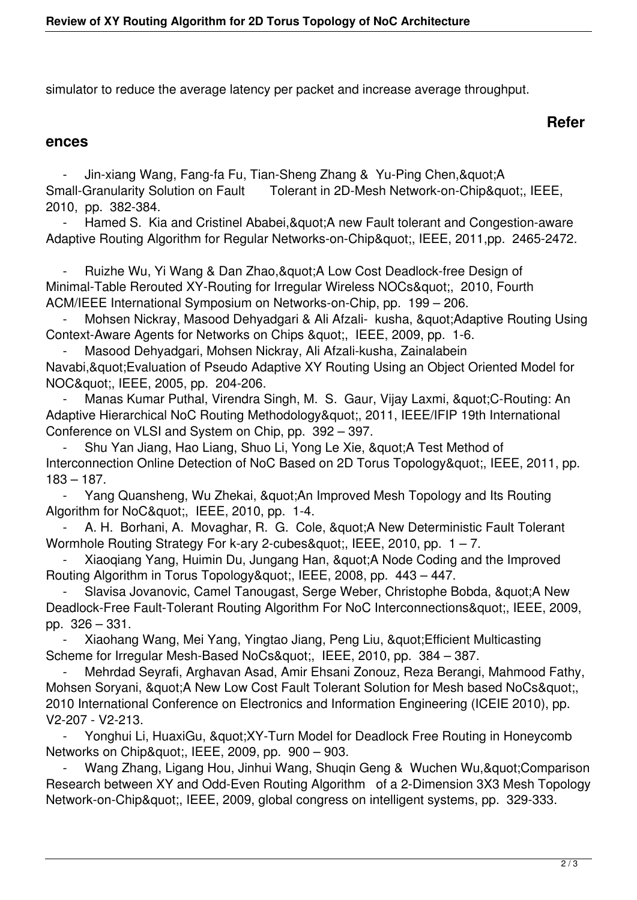simulator to reduce the average latency per packet and increase average throughput.

## References

- Jin-xiang Wang, Fang-fa Fu, Tian-Sheng Zhang & Yu-Ping Chen,"A Small-Granularity Solution on Fault Tolerant in 2D-Mesh Network-on-Chip", IEEE, 2010, pp. 382-384.
- Hamed S. Kia and Cristinel Ababei,"A new Fault tolerant and Congestion-aware Adaptive Routing Algorithm for Regular Networks-on-Chip", IEEE, 2011,pp. 2465-2472.
- Ruizhe Wu, Yi Wang & Dan Zhao,"A Low Cost Deadlock-free Design of Minimal-Table Rerouted XY-Routing for Irregular Wireless NOCs", 2010, Fourth ACM/IEEE International Symposium on Networks-on-Chip, pp. 199 – 206.
- Mohsen Nickray, Masood Dehyadgari & Ali Afzali- kusha, "Adaptive Routing Using Context-Aware Agents for Networks on Chips ", IEEE, 2009, pp. 1-6.
- Masood Dehyadgari, Mohsen Nickray, Ali Afzali-kusha, Zainalabein Navabi,"Evaluation of Pseudo Adaptive XY Routing Using an Object Oriented Model for NOC", IEEE, 2005, pp. 204-206.
- Manas Kumar Puthal, Virendra Singh, M. S. Gaur, Vijay Laxmi, "C-Routing: An Adaptive Hierarchical NoC Routing Methodology", 2011, IEEE/IFIP 19th International Conference on VLSI and System on Chip, pp. 392 – 397.
- Shu Yan Jiang, Hao Liang, Shuo Li, Yong Le Xie, "A Test Method of Interconnection Online Detection of NoC Based on 2D Torus Topology", IEEE, 2011, pp. 183 – 187.
- Yang Quansheng, Wu Zhekai, "An Improved Mesh Topology and Its Routing Algorithm for NoC", IEEE, 2010, pp. 1-4.
- A. H. Borhani, A. Movaghar, R. G. Cole, "A New Deterministic Fault Tolerant Wormhole Routing Strategy For k-ary 2-cubes", IEEE, 2010, pp. 1 – 7.
- Xiaoqiang Yang, Huimin Du, Jungang Han, "A Node Coding and the Improved Routing Algorithm in Torus Topology", IEEE, 2008, pp. 443 – 447.
- Slavisa Jovanovic, Camel Tanougast, Serge Weber, Christophe Bobda, "A New Deadlock-Free Fault-Tolerant Routing Algorithm For NoC Interconnections", IEEE, 2009, pp. 326 – 331.
- Xiaohang Wang, Mei Yang, Yingtao Jiang, Peng Liu, "Efficient Multicasting Scheme for Irregular Mesh-Based NoCs", IEEE, 2010, pp. 384 – 387.
- Mehrdad Seyrafi, Arghavan Asad, Amir Ehsani Zonouz, Reza Berangi, Mahmood Fathy, Mohsen Soryani, "A New Low Cost Fault Tolerant Solution for Mesh based NoCs", 2010 International Conference on Electronics and Information Engineering (ICEIE 2010), pp. V2-207 - V2-213.
- Yonghui Li, HuaxiGu, "XY-Turn Model for Deadlock Free Routing in Honeycomb Networks on Chip", IEEE, 2009, pp. 900 – 903.
- Wang Zhang, Ligang Hou, Jinhui Wang, Shuqin Geng & Wuchen Wu,"Comparison Research between XY and Odd-Even Routing Algorithm of a 2-Dimension 3X3 Mesh Topology Network-on-Chip", IEEE, 2009, global congress on intelligent systems, pp. 329-333.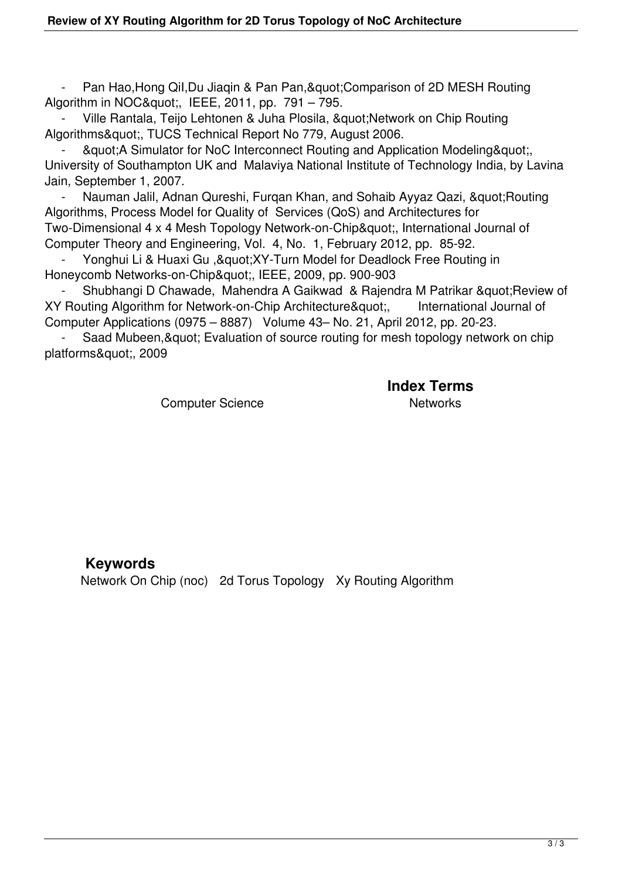- Pan Hao,Hong QiI,Du Jiaqin & Pan Pan,&quot;Comparison of 2D MESH Routing Algorithm in NOC&quot;, IEEE, 2011, pp. 791 – 795.
- Ville Rantala, Teijo Lehtonen & Juha Plosila, &quot;Network on Chip Routing Algorithms&quot;, TUCS Technical Report No 779, August 2006.
- &quot;A Simulator for NoC Interconnect Routing and Application Modeling&quot;, University of Southampton UK and Malaviya National Institute of Technology India, by Lavina Jain, September 1, 2007.
- Nauman Jalil, Adnan Qureshi, Furqan Khan, and Sohaib Ayyaz Qazi, &quot;Routing Algorithms, Process Model for Quality of Services (QoS) and Architectures for Two-Dimensional 4 x 4 Mesh Topology Network-on-Chip&quot;, International Journal of Computer Theory and Engineering, Vol. 4, No. 1, February 2012, pp. 85-92.
- Yonghui Li & Huaxi Gu ,&quot;XY-Turn Model for Deadlock Free Routing in Honeycomb Networks-on-Chip&quot;, IEEE, 2009, pp. 900-903
- Shubhangi D Chawade, Mahendra A Gaikwad & Rajendra M Patrikar &quot;Review of XY Routing Algorithm for Network-on-Chip Architecture&quot;, International Journal of Computer Applications (0975 – 8887) Volume 43– No. 21, April 2012, pp. 20-23.
- Saad Mubeen,&quot; Evaluation of source routing for mesh topology network on chip platforms&quot;, 2009

## Index Terms

Computer Science Networks

## Keywords

Network On Chip (noc) 2d Torus Topology Xy Routing Algorithm